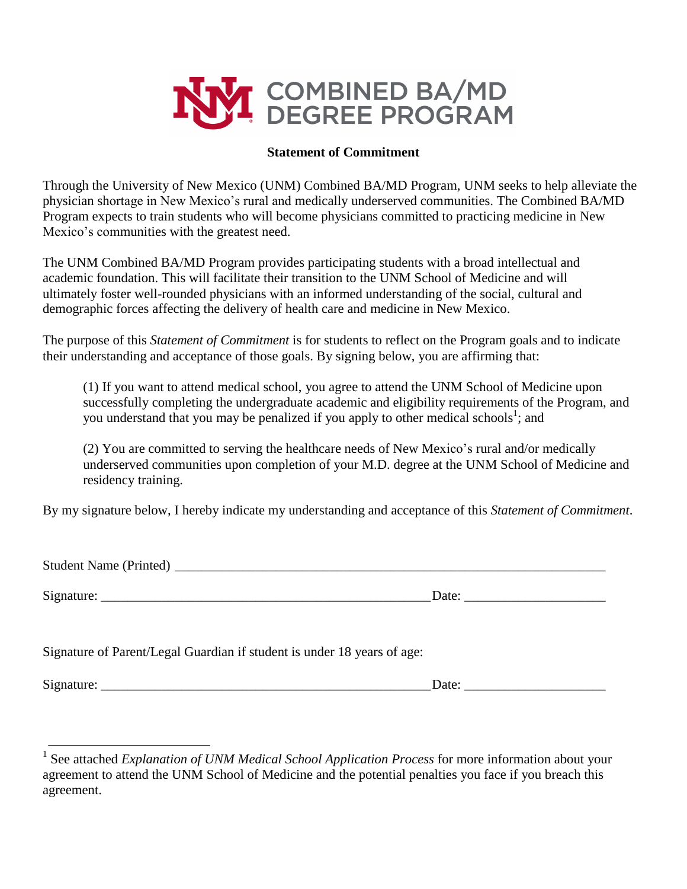# COMBINED BA/MD DEGREE PROGRAM

**Statement of Commitment**

Through the University of New Mexico (UNM) Combined BA/MD Program, UNM seeks to help alleviate the physician shortage in New Mexico's rural and medically underserved communities. The Combined BA/MD Program expects to train students who will become physicians committed to practicing medicine in New Mexico's communities with the greatest need.

The UNM Combined BA/MD Program provides participating students with a broad intellectual and academic foundation. This will facilitate their transition to the UNM School of Medicine and will ultimately foster well-rounded physicians with an informed understanding of the social, cultural and demographic forces affecting the delivery of health care and medicine in New Mexico.

The purpose of this *Statement of Commitment* is for students to reflect on the Program goals and to indicate their understanding and acceptance of those goals. By signing below, you are affirming that:

> (1) If you want to attend medical school, you agree to attend the UNM School of Medicine upon successfully completing the undergraduate academic and eligibility requirements of the Program, and you understand that you may be penalized if you apply to other medical schools[1]; and
>
> (2) You are committed to serving the healthcare needs of New Mexico's rural and/or medically underserved communities upon completion of your M.D. degree at the UNM School of Medicine and residency training.

By my signature below, I hereby indicate my understanding and acceptance of this *Statement of Commitment*.

Student Name (Printed) ________________________________________________________________

Signature: ________________________________________________ Date: ____________________

Signature of Parent/Legal Guardian if student is under 18 years of age:

Signature: ________________________________________________ Date: ____________________

---

[1] See attached *Explanation of UNM Medical School Application Process* for more information about your agreement to attend the UNM School of Medicine and the potential penalties you face if you breach this agreement.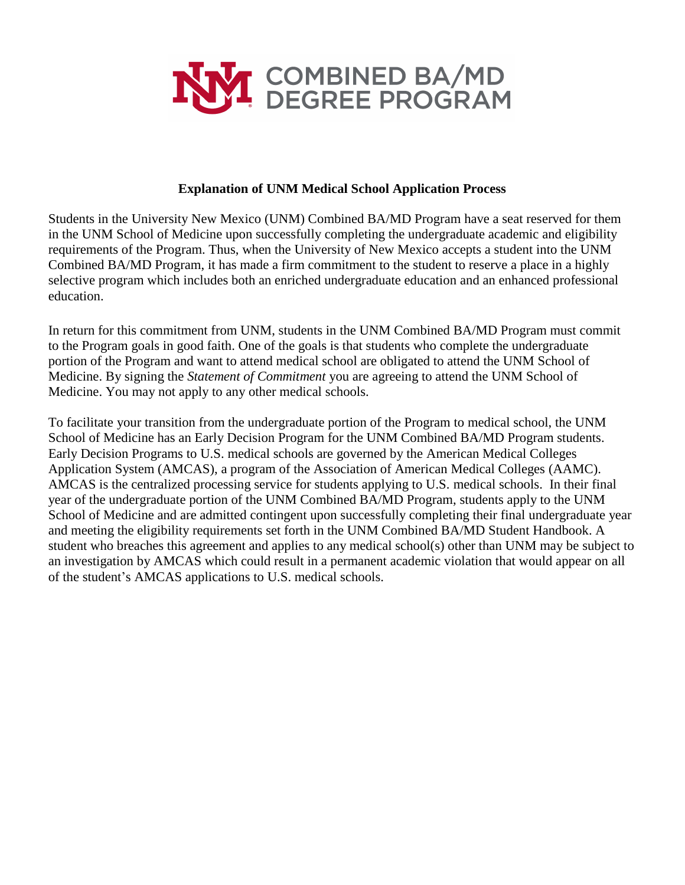# COMBINED BA/MD DEGREE PROGRAM

**Explanation of UNM Medical School Application Process**

Students in the University New Mexico (UNM) Combined BA/MD Program have a seat reserved for them in the UNM School of Medicine upon successfully completing the undergraduate academic and eligibility requirements of the Program. Thus, when the University of New Mexico accepts a student into the UNM Combined BA/MD Program, it has made a firm commitment to the student to reserve a place in a highly selective program which includes both an enriched undergraduate education and an enhanced professional education.

In return for this commitment from UNM, students in the UNM Combined BA/MD Program must commit to the Program goals in good faith. One of the goals is that students who complete the undergraduate portion of the Program and want to attend medical school are obligated to attend the UNM School of Medicine. By signing the *Statement of Commitment* you are agreeing to attend the UNM School of Medicine. You may not apply to any other medical schools.

To facilitate your transition from the undergraduate portion of the Program to medical school, the UNM School of Medicine has an Early Decision Program for the UNM Combined BA/MD Program students. Early Decision Programs to U.S. medical schools are governed by the American Medical Colleges Application System (AMCAS), a program of the Association of American Medical Colleges (AAMC). AMCAS is the centralized processing service for students applying to U.S. medical schools. In their final year of the undergraduate portion of the UNM Combined BA/MD Program, students apply to the UNM School of Medicine and are admitted contingent upon successfully completing their final undergraduate year and meeting the eligibility requirements set forth in the UNM Combined BA/MD Student Handbook. A student who breaches this agreement and applies to any medical school(s) other than UNM may be subject to an investigation by AMCAS which could result in a permanent academic violation that would appear on all of the student's AMCAS applications to U.S. medical schools.